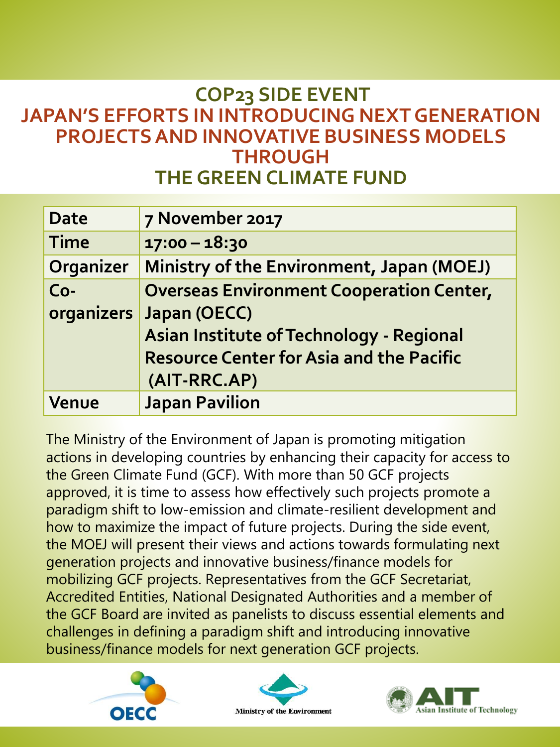# COP23 SIDE EVENT
# JAPAN'S EFFORTS IN INTRODUCING NEXT GENERATION PROJECTS AND INNOVATIVE BUSINESS MODELS THROUGH THE GREEN CLIMATE FUND

| | |
|---|---|
| **Date** | **7 November 2017** |
| **Time** | **17:00 – 18:30** |
| **Organizer** | **Ministry of the Environment, Japan (MOEJ)** |
| **Co-organizers** | **Overseas Environment Cooperation Center, Japan (OECC)**<br>**Asian Institute of Technology - Regional Resource Center for Asia and the Pacific (AIT-RRC.AP)** |
| **Venue** | **Japan Pavilion** |

The Ministry of the Environment of Japan is promoting mitigation actions in developing countries by enhancing their capacity for access to the Green Climate Fund (GCF). With more than 50 GCF projects approved, it is time to assess how effectively such projects promote a paradigm shift to low-emission and climate-resilient development and how to maximize the impact of future projects. During the side event, the MOEJ will present their views and actions towards formulating next generation projects and innovative business/finance models for mobilizing GCF projects. Representatives from the GCF Secretariat, Accredited Entities, National Designated Authorities and a member of the GCF Board are invited as panelists to discuss essential elements and challenges in defining a paradigm shift and introducing innovative business/finance models for next generation GCF projects.

OECC

Ministry of the Environment

AIT Asian Institute of Technology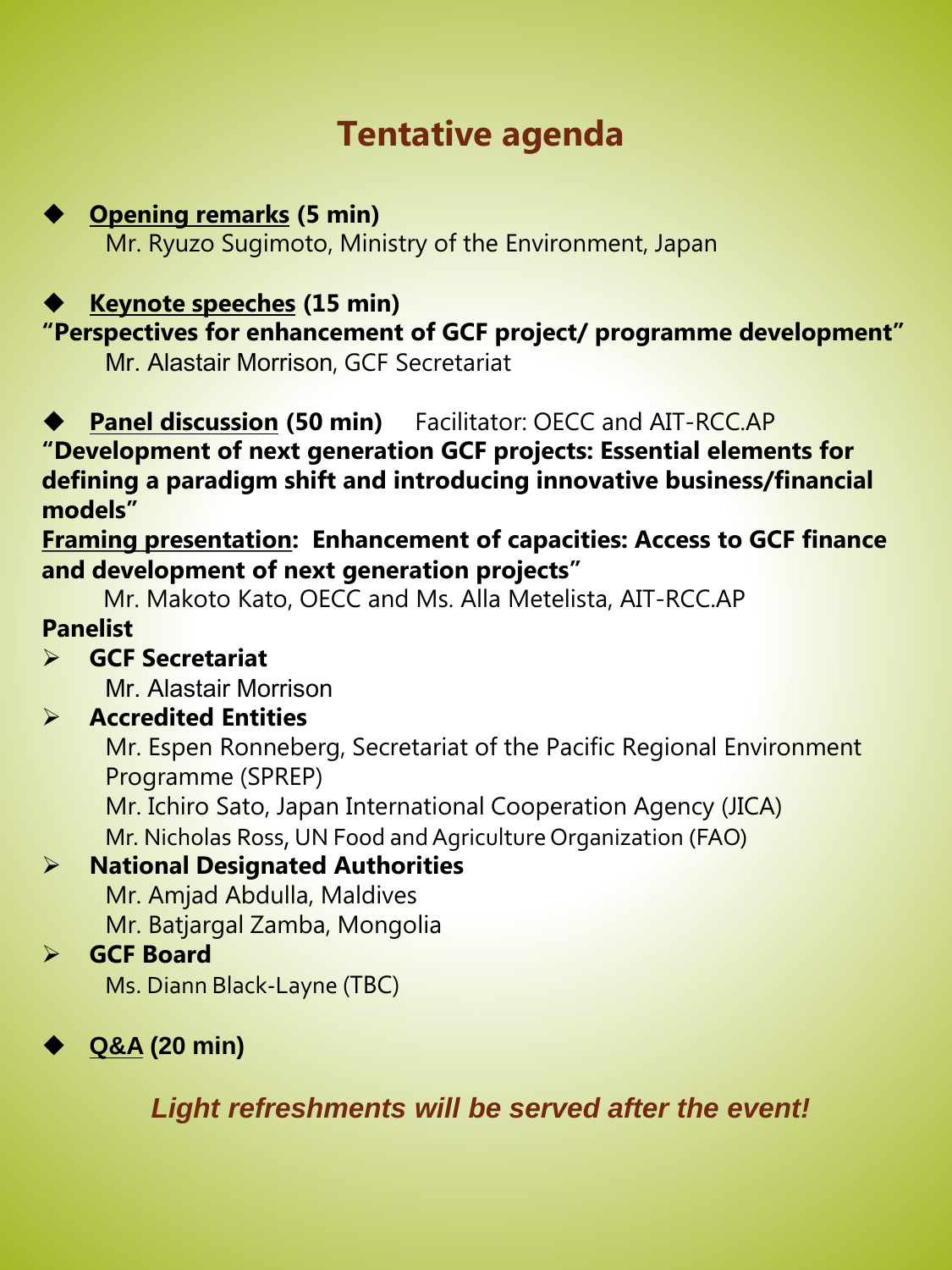# Tentative agenda

- **Opening remarks (5 min)**
  Mr. Ryuzo Sugimoto, Ministry of the Environment, Japan

- **Keynote speeches (15 min)**

**"Perspectives for enhancement of GCF project/ programme development"**
Mr. Alastair Morrison, GCF Secretariat

- **Panel discussion (50 min)** Facilitator: OECC and AIT-RCC.AP

**"Development of next generation GCF projects: Essential elements for defining a paradigm shift and introducing innovative business/financial models"**

**Framing presentation: Enhancement of capacities: Access to GCF finance and development of next generation projects"**
Mr. Makoto Kato, OECC and Ms. Alla Metelista, AIT-RCC.AP

**Panelist**

- **GCF Secretariat**
  Mr. Alastair Morrison
- **Accredited Entities**
  Mr. Espen Ronneberg, Secretariat of the Pacific Regional Environment Programme (SPREP)
  Mr. Ichiro Sato, Japan International Cooperation Agency (JICA)
  Mr. Nicholas Ross, UN Food and Agriculture Organization (FAO)
- **National Designated Authorities**
  Mr. Amjad Abdulla, Maldives
  Mr. Batjargal Zamba, Mongolia
- **GCF Board**
  Ms. Diann Black-Layne (TBC)

- **Q&A (20 min)**

***Light refreshments will be served after the event!***